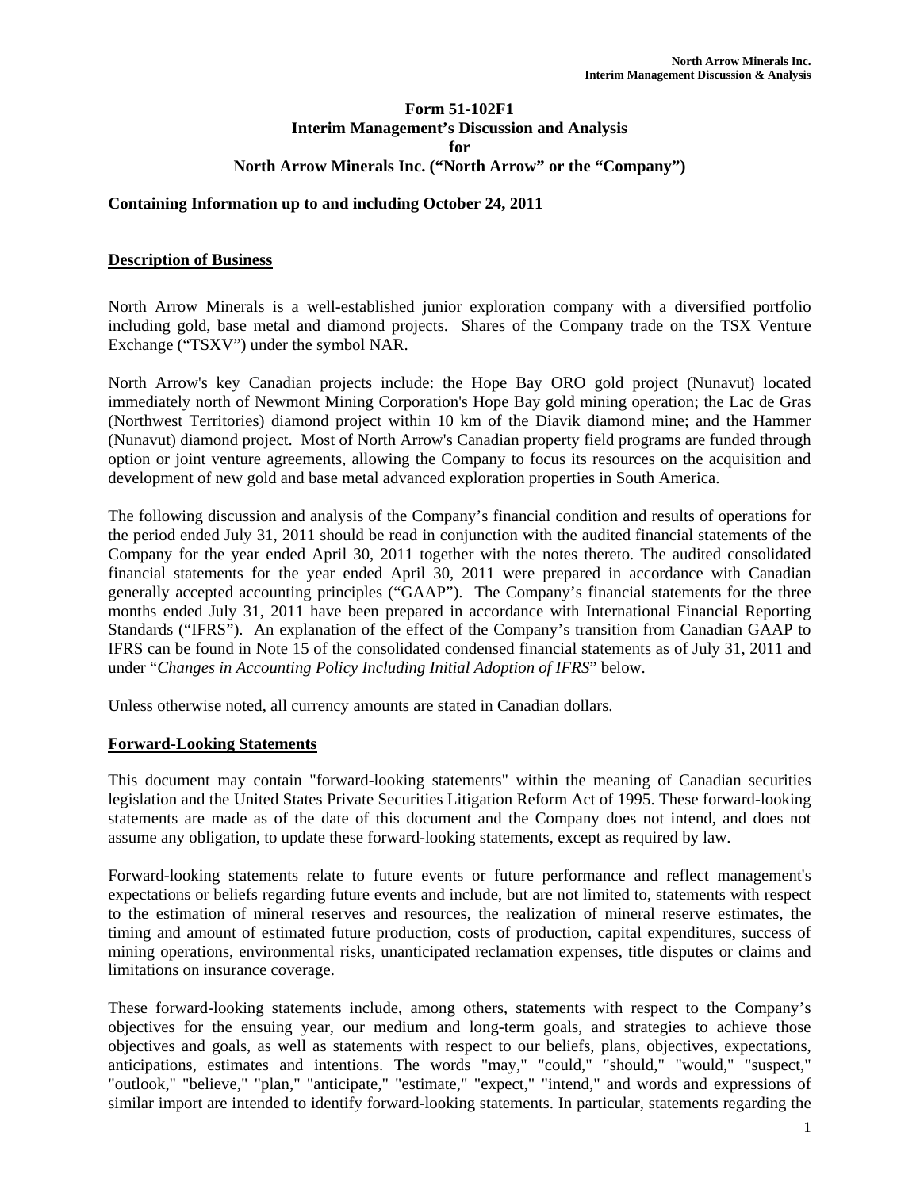# Form 51-102F1
# Interim Management's Discussion and Analysis
# for
# North Arrow Minerals Inc. ("North Arrow" or the "Company")

**Containing Information up to and including October 24, 2011**

## Description of Business

North Arrow Minerals is a well-established junior exploration company with a diversified portfolio including gold, base metal and diamond projects. Shares of the Company trade on the TSX Venture Exchange ("TSXV") under the symbol NAR.

North Arrow's key Canadian projects include: the Hope Bay ORO gold project (Nunavut) located immediately north of Newmont Mining Corporation's Hope Bay gold mining operation; the Lac de Gras (Northwest Territories) diamond project within 10 km of the Diavik diamond mine; and the Hammer (Nunavut) diamond project. Most of North Arrow's Canadian property field programs are funded through option or joint venture agreements, allowing the Company to focus its resources on the acquisition and development of new gold and base metal advanced exploration properties in South America.

The following discussion and analysis of the Company's financial condition and results of operations for the period ended July 31, 2011 should be read in conjunction with the audited financial statements of the Company for the year ended April 30, 2011 together with the notes thereto. The audited consolidated financial statements for the year ended April 30, 2011 were prepared in accordance with Canadian generally accepted accounting principles ("GAAP"). The Company's financial statements for the three months ended July 31, 2011 have been prepared in accordance with International Financial Reporting Standards ("IFRS"). An explanation of the effect of the Company's transition from Canadian GAAP to IFRS can be found in Note 15 of the consolidated condensed financial statements as of July 31, 2011 and under "*Changes in Accounting Policy Including Initial Adoption of IFRS*" below.

Unless otherwise noted, all currency amounts are stated in Canadian dollars.

## Forward-Looking Statements

This document may contain "forward-looking statements" within the meaning of Canadian securities legislation and the United States Private Securities Litigation Reform Act of 1995. These forward-looking statements are made as of the date of this document and the Company does not intend, and does not assume any obligation, to update these forward-looking statements, except as required by law.

Forward-looking statements relate to future events or future performance and reflect management's expectations or beliefs regarding future events and include, but are not limited to, statements with respect to the estimation of mineral reserves and resources, the realization of mineral reserve estimates, the timing and amount of estimated future production, costs of production, capital expenditures, success of mining operations, environmental risks, unanticipated reclamation expenses, title disputes or claims and limitations on insurance coverage.

These forward-looking statements include, among others, statements with respect to the Company's objectives for the ensuing year, our medium and long-term goals, and strategies to achieve those objectives and goals, as well as statements with respect to our beliefs, plans, objectives, expectations, anticipations, estimates and intentions. The words "may," "could," "should," "would," "suspect," "outlook," "believe," "plan," "anticipate," "estimate," "expect," "intend," and words and expressions of similar import are intended to identify forward-looking statements. In particular, statements regarding the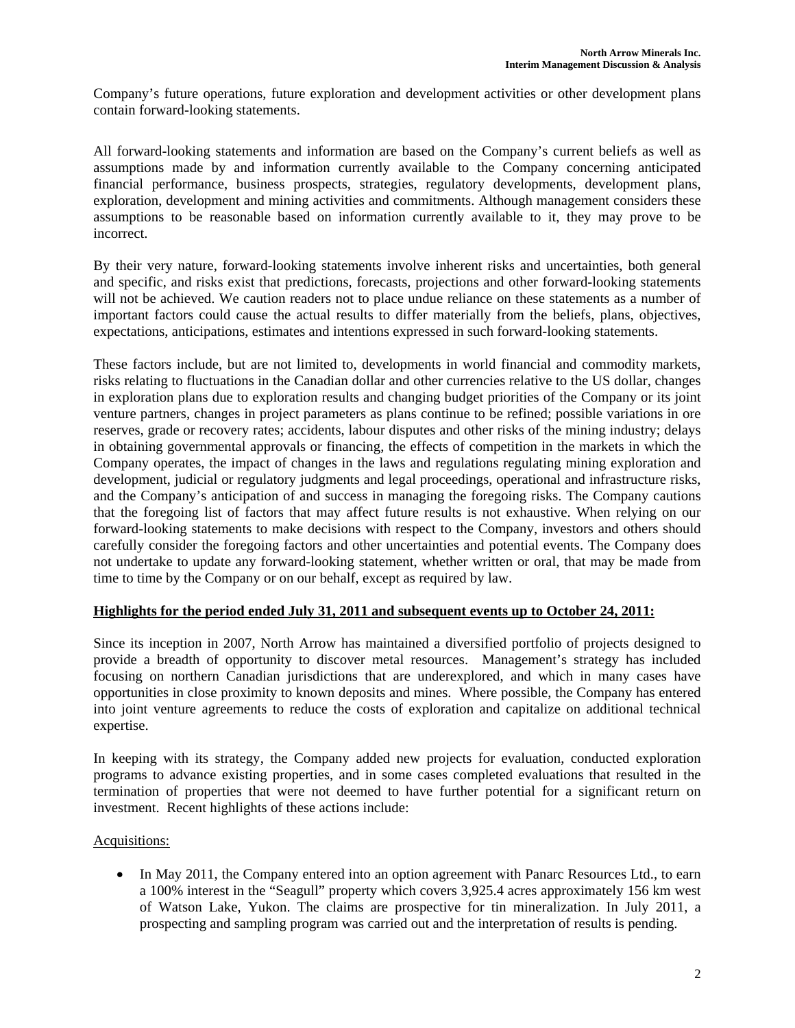Company's future operations, future exploration and development activities or other development plans contain forward-looking statements.

All forward-looking statements and information are based on the Company's current beliefs as well as assumptions made by and information currently available to the Company concerning anticipated financial performance, business prospects, strategies, regulatory developments, development plans, exploration, development and mining activities and commitments. Although management considers these assumptions to be reasonable based on information currently available to it, they may prove to be incorrect.

By their very nature, forward-looking statements involve inherent risks and uncertainties, both general and specific, and risks exist that predictions, forecasts, projections and other forward-looking statements will not be achieved. We caution readers not to place undue reliance on these statements as a number of important factors could cause the actual results to differ materially from the beliefs, plans, objectives, expectations, anticipations, estimates and intentions expressed in such forward-looking statements.

These factors include, but are not limited to, developments in world financial and commodity markets, risks relating to fluctuations in the Canadian dollar and other currencies relative to the US dollar, changes in exploration plans due to exploration results and changing budget priorities of the Company or its joint venture partners, changes in project parameters as plans continue to be refined; possible variations in ore reserves, grade or recovery rates; accidents, labour disputes and other risks of the mining industry; delays in obtaining governmental approvals or financing, the effects of competition in the markets in which the Company operates, the impact of changes in the laws and regulations regulating mining exploration and development, judicial or regulatory judgments and legal proceedings, operational and infrastructure risks, and the Company's anticipation of and success in managing the foregoing risks. The Company cautions that the foregoing list of factors that may affect future results is not exhaustive. When relying on our forward-looking statements to make decisions with respect to the Company, investors and others should carefully consider the foregoing factors and other uncertainties and potential events. The Company does not undertake to update any forward-looking statement, whether written or oral, that may be made from time to time by the Company or on our behalf, except as required by law.

## Highlights for the period ended July 31, 2011 and subsequent events up to October 24, 2011:

Since its inception in 2007, North Arrow has maintained a diversified portfolio of projects designed to provide a breadth of opportunity to discover metal resources. Management's strategy has included focusing on northern Canadian jurisdictions that are underexplored, and which in many cases have opportunities in close proximity to known deposits and mines. Where possible, the Company has entered into joint venture agreements to reduce the costs of exploration and capitalize on additional technical expertise.

In keeping with its strategy, the Company added new projects for evaluation, conducted exploration programs to advance existing properties, and in some cases completed evaluations that resulted in the termination of properties that were not deemed to have further potential for a significant return on investment. Recent highlights of these actions include:

Acquisitions:

- In May 2011, the Company entered into an option agreement with Panarc Resources Ltd., to earn a 100% interest in the "Seagull" property which covers 3,925.4 acres approximately 156 km west of Watson Lake, Yukon. The claims are prospective for tin mineralization. In July 2011, a prospecting and sampling program was carried out and the interpretation of results is pending.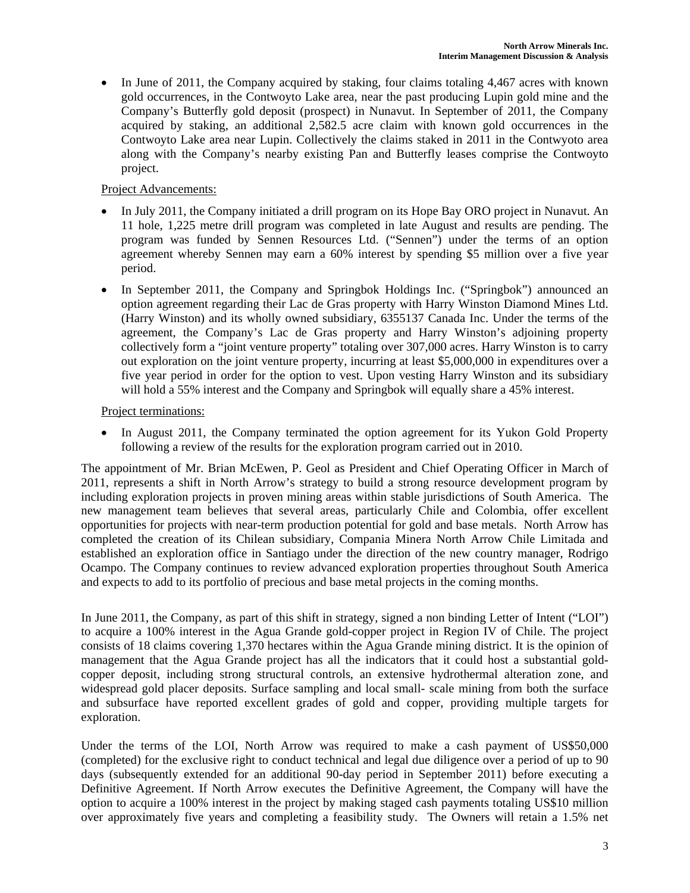- In June of 2011, the Company acquired by staking, four claims totaling 4,467 acres with known gold occurrences, in the Contwoyto Lake area, near the past producing Lupin gold mine and the Company's Butterfly gold deposit (prospect) in Nunavut. In September of 2011, the Company acquired by staking, an additional 2,582.5 acre claim with known gold occurrences in the Contwoyto Lake area near Lupin. Collectively the claims staked in 2011 in the Contwyoto area along with the Company's nearby existing Pan and Butterfly leases comprise the Contwoyto project.

Project Advancements:

- In July 2011, the Company initiated a drill program on its Hope Bay ORO project in Nunavut. An 11 hole, 1,225 metre drill program was completed in late August and results are pending. The program was funded by Sennen Resources Ltd. ("Sennen") under the terms of an option agreement whereby Sennen may earn a 60% interest by spending $5 million over a five year period.
- In September 2011, the Company and Springbok Holdings Inc. ("Springbok") announced an option agreement regarding their Lac de Gras property with Harry Winston Diamond Mines Ltd. (Harry Winston) and its wholly owned subsidiary, 6355137 Canada Inc. Under the terms of the agreement, the Company's Lac de Gras property and Harry Winston's adjoining property collectively form a "joint venture property" totaling over 307,000 acres. Harry Winston is to carry out exploration on the joint venture property, incurring at least $5,000,000 in expenditures over a five year period in order for the option to vest. Upon vesting Harry Winston and its subsidiary will hold a 55% interest and the Company and Springbok will equally share a 45% interest.

Project terminations:

- In August 2011, the Company terminated the option agreement for its Yukon Gold Property following a review of the results for the exploration program carried out in 2010.

The appointment of Mr. Brian McEwen, P. Geol as President and Chief Operating Officer in March of 2011, represents a shift in North Arrow's strategy to build a strong resource development program by including exploration projects in proven mining areas within stable jurisdictions of South America. The new management team believes that several areas, particularly Chile and Colombia, offer excellent opportunities for projects with near-term production potential for gold and base metals. North Arrow has completed the creation of its Chilean subsidiary, Compania Minera North Arrow Chile Limitada and established an exploration office in Santiago under the direction of the new country manager, Rodrigo Ocampo. The Company continues to review advanced exploration properties throughout South America and expects to add to its portfolio of precious and base metal projects in the coming months.

In June 2011, the Company, as part of this shift in strategy, signed a non binding Letter of Intent ("LOI") to acquire a 100% interest in the Agua Grande gold-copper project in Region IV of Chile. The project consists of 18 claims covering 1,370 hectares within the Agua Grande mining district. It is the opinion of management that the Agua Grande project has all the indicators that it could host a substantial gold-copper deposit, including strong structural controls, an extensive hydrothermal alteration zone, and widespread gold placer deposits. Surface sampling and local small- scale mining from both the surface and subsurface have reported excellent grades of gold and copper, providing multiple targets for exploration.

Under the terms of the LOI, North Arrow was required to make a cash payment of US$50,000 (completed) for the exclusive right to conduct technical and legal due diligence over a period of up to 90 days (subsequently extended for an additional 90-day period in September 2011) before executing a Definitive Agreement. If North Arrow executes the Definitive Agreement, the Company will have the option to acquire a 100% interest in the project by making staged cash payments totaling US$10 million over approximately five years and completing a feasibility study. The Owners will retain a 1.5% net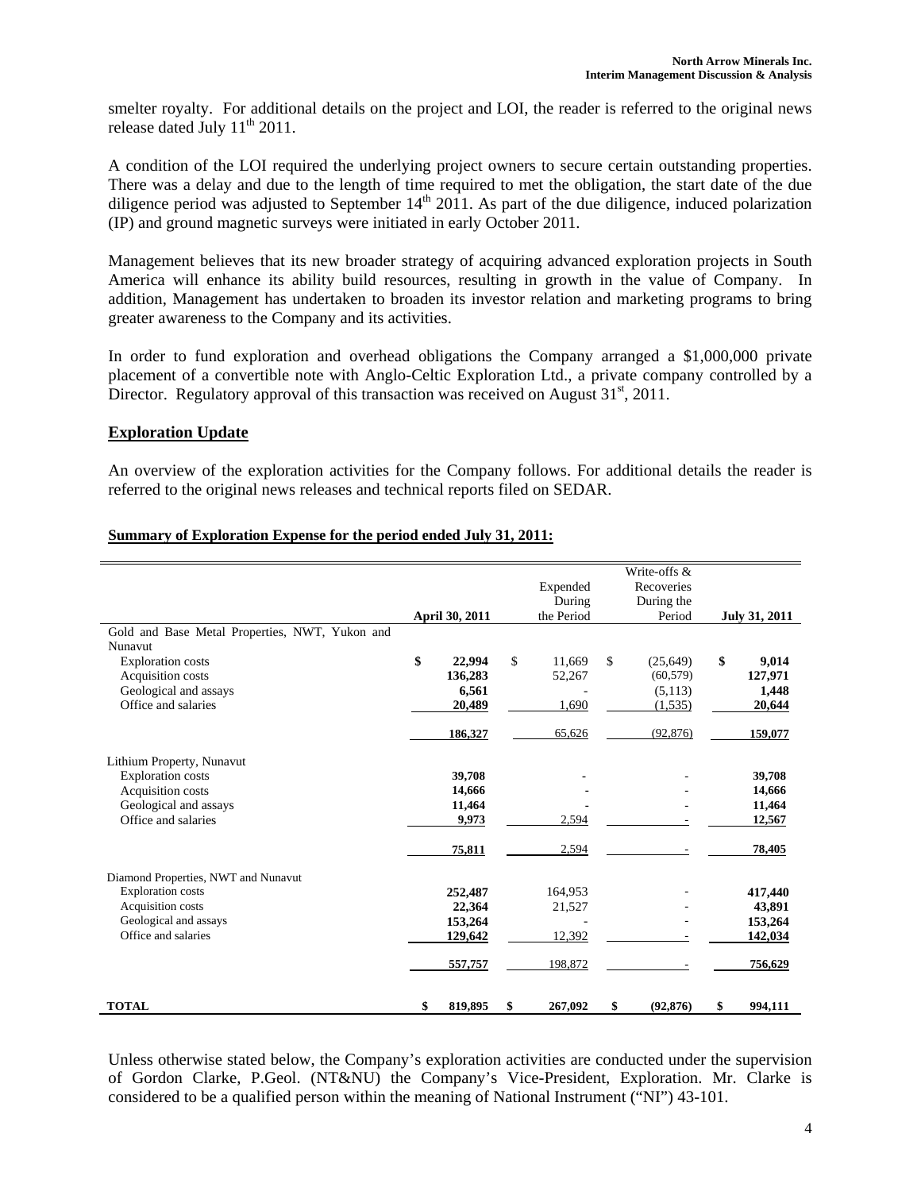smelter royalty. For additional details on the project and LOI, the reader is referred to the original news release dated July 11th 2011.

A condition of the LOI required the underlying project owners to secure certain outstanding properties. There was a delay and due to the length of time required to met the obligation, the start date of the due diligence period was adjusted to September 14th 2011. As part of the due diligence, induced polarization (IP) and ground magnetic surveys were initiated in early October 2011.

Management believes that its new broader strategy of acquiring advanced exploration projects in South America will enhance its ability build resources, resulting in growth in the value of Company. In addition, Management has undertaken to broaden its investor relation and marketing programs to bring greater awareness to the Company and its activities.

In order to fund exploration and overhead obligations the Company arranged a $1,000,000 private placement of a convertible note with Anglo-Celtic Exploration Ltd., a private company controlled by a Director. Regulatory approval of this transaction was received on August 31st, 2011.

## Exploration Update

An overview of the exploration activities for the Company follows. For additional details the reader is referred to the original news releases and technical reports filed on SEDAR.

**Summary of Exploration Expense for the period ended July 31, 2011:**

| | April 30, 2011 | Expended During the Period | Write-offs & Recoveries During the Period | July 31, 2011 |
|---|---|---|---|---|
| Gold and Base Metal Properties, NWT, Yukon and Nunavut | | | | |
| Exploration costs | $ 22,994 | $ 11,669 | $ (25,649) | $ 9,014 |
| Acquisition costs | 136,283 | 52,267 | (60,579) | 127,971 |
| Geological and assays | 6,561 | - | (5,113) | 1,448 |
| Office and salaries | 20,489 | 1,690 | (1,535) | 20,644 |
| | 186,327 | 65,626 | (92,876) | 159,077 |
| Lithium Property, Nunavut | | | | |
| Exploration costs | 39,708 | - | - | 39,708 |
| Acquisition costs | 14,666 | - | - | 14,666 |
| Geological and assays | 11,464 | - | - | 11,464 |
| Office and salaries | 9,973 | 2,594 | - | 12,567 |
| | 75,811 | 2,594 | - | 78,405 |
| Diamond Properties, NWT and Nunavut | | | | |
| Exploration costs | 252,487 | 164,953 | - | 417,440 |
| Acquisition costs | 22,364 | 21,527 | - | 43,891 |
| Geological and assays | 153,264 | - | - | 153,264 |
| Office and salaries | 129,642 | 12,392 | - | 142,034 |
| | 557,757 | 198,872 | - | 756,629 |
| **TOTAL** | $ 819,895 | $ 267,092 | $ (92,876) | $ 994,111 |

Unless otherwise stated below, the Company's exploration activities are conducted under the supervision of Gordon Clarke, P.Geol. (NT&NU) the Company's Vice-President, Exploration. Mr. Clarke is considered to be a qualified person within the meaning of National Instrument ("NI") 43-101.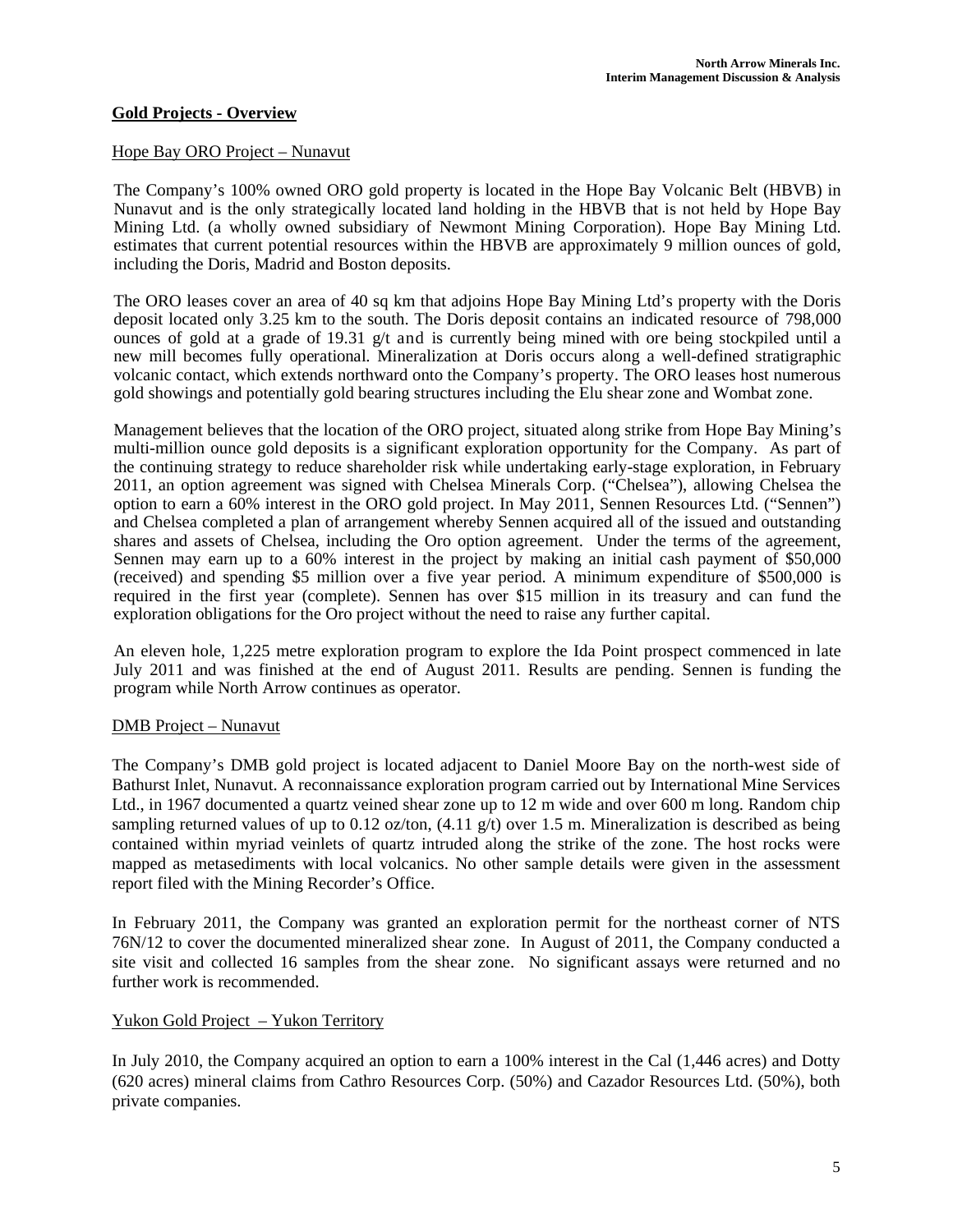## Gold Projects - Overview

### Hope Bay ORO Project – Nunavut

The Company's 100% owned ORO gold property is located in the Hope Bay Volcanic Belt (HBVB) in Nunavut and is the only strategically located land holding in the HBVB that is not held by Hope Bay Mining Ltd. (a wholly owned subsidiary of Newmont Mining Corporation). Hope Bay Mining Ltd. estimates that current potential resources within the HBVB are approximately 9 million ounces of gold, including the Doris, Madrid and Boston deposits.

The ORO leases cover an area of 40 sq km that adjoins Hope Bay Mining Ltd's property with the Doris deposit located only 3.25 km to the south. The Doris deposit contains an indicated resource of 798,000 ounces of gold at a grade of 19.31 g/t and is currently being mined with ore being stockpiled until a new mill becomes fully operational. Mineralization at Doris occurs along a well-defined stratigraphic volcanic contact, which extends northward onto the Company's property. The ORO leases host numerous gold showings and potentially gold bearing structures including the Elu shear zone and Wombat zone.

Management believes that the location of the ORO project, situated along strike from Hope Bay Mining's multi-million ounce gold deposits is a significant exploration opportunity for the Company. As part of the continuing strategy to reduce shareholder risk while undertaking early-stage exploration, in February 2011, an option agreement was signed with Chelsea Minerals Corp. ("Chelsea"), allowing Chelsea the option to earn a 60% interest in the ORO gold project. In May 2011, Sennen Resources Ltd. ("Sennen") and Chelsea completed a plan of arrangement whereby Sennen acquired all of the issued and outstanding shares and assets of Chelsea, including the Oro option agreement. Under the terms of the agreement, Sennen may earn up to a 60% interest in the project by making an initial cash payment of $50,000 (received) and spending $5 million over a five year period. A minimum expenditure of $500,000 is required in the first year (complete). Sennen has over $15 million in its treasury and can fund the exploration obligations for the Oro project without the need to raise any further capital.

An eleven hole, 1,225 metre exploration program to explore the Ida Point prospect commenced in late July 2011 and was finished at the end of August 2011. Results are pending. Sennen is funding the program while North Arrow continues as operator.

### DMB Project – Nunavut

The Company's DMB gold project is located adjacent to Daniel Moore Bay on the north-west side of Bathurst Inlet, Nunavut. A reconnaissance exploration program carried out by International Mine Services Ltd., in 1967 documented a quartz veined shear zone up to 12 m wide and over 600 m long. Random chip sampling returned values of up to 0.12 oz/ton, (4.11 g/t) over 1.5 m. Mineralization is described as being contained within myriad veinlets of quartz intruded along the strike of the zone. The host rocks were mapped as metasediments with local volcanics. No other sample details were given in the assessment report filed with the Mining Recorder's Office.

In February 2011, the Company was granted an exploration permit for the northeast corner of NTS 76N/12 to cover the documented mineralized shear zone. In August of 2011, the Company conducted a site visit and collected 16 samples from the shear zone. No significant assays were returned and no further work is recommended.

### Yukon Gold Project – Yukon Territory

In July 2010, the Company acquired an option to earn a 100% interest in the Cal (1,446 acres) and Dotty (620 acres) mineral claims from Cathro Resources Corp. (50%) and Cazador Resources Ltd. (50%), both private companies.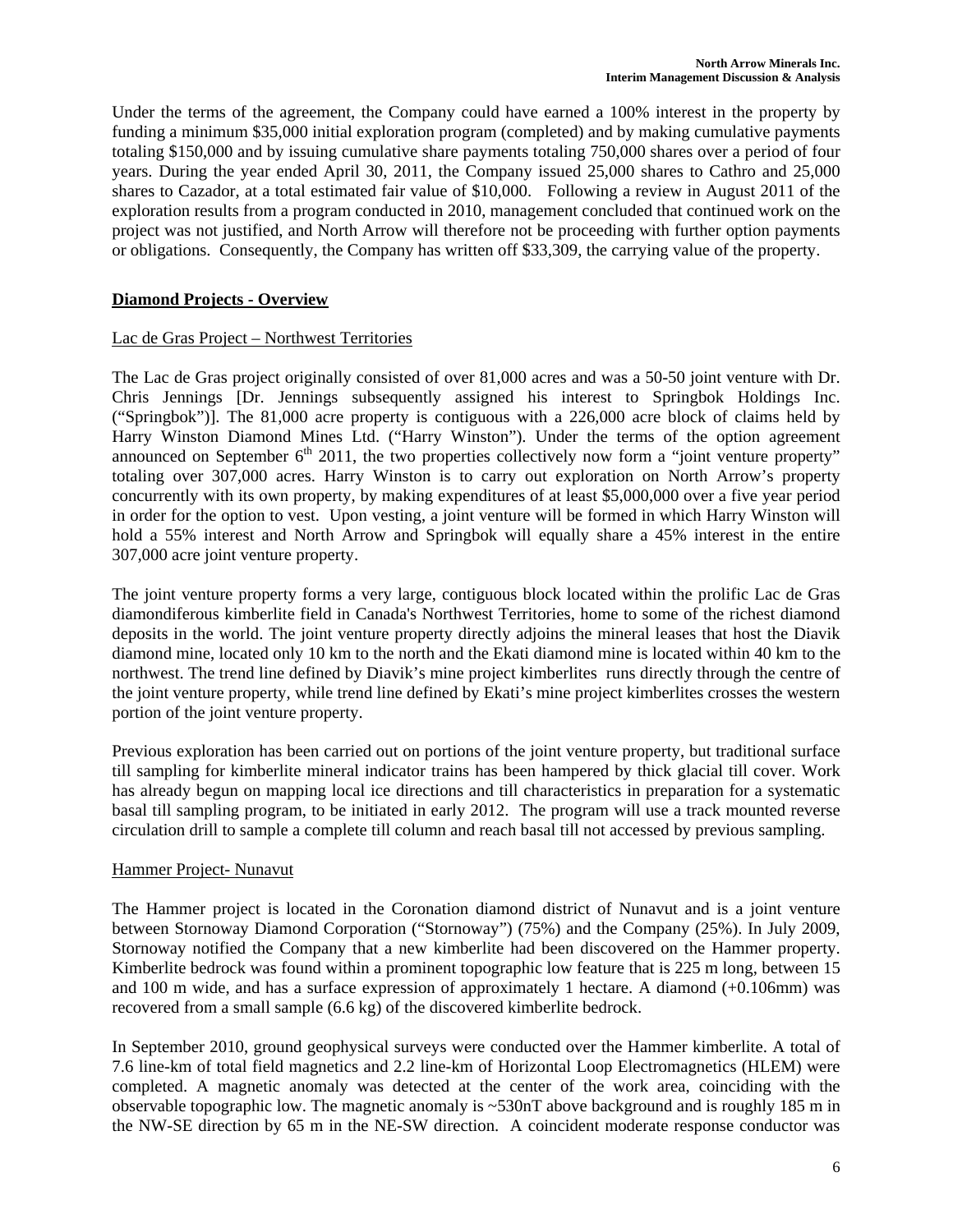Under the terms of the agreement, the Company could have earned a 100% interest in the property by funding a minimum $35,000 initial exploration program (completed) and by making cumulative payments totaling $150,000 and by issuing cumulative share payments totaling 750,000 shares over a period of four years. During the year ended April 30, 2011, the Company issued 25,000 shares to Cathro and 25,000 shares to Cazador, at a total estimated fair value of $10,000. Following a review in August 2011 of the exploration results from a program conducted in 2010, management concluded that continued work on the project was not justified, and North Arrow will therefore not be proceeding with further option payments or obligations. Consequently, the Company has written off $33,309, the carrying value of the property.

## Diamond Projects - Overview

### Lac de Gras Project – Northwest Territories

The Lac de Gras project originally consisted of over 81,000 acres and was a 50-50 joint venture with Dr. Chris Jennings [Dr. Jennings subsequently assigned his interest to Springbok Holdings Inc. ("Springbok")]. The 81,000 acre property is contiguous with a 226,000 acre block of claims held by Harry Winston Diamond Mines Ltd. ("Harry Winston"). Under the terms of the option agreement announced on September 6th 2011, the two properties collectively now form a "joint venture property" totaling over 307,000 acres. Harry Winston is to carry out exploration on North Arrow's property concurrently with its own property, by making expenditures of at least $5,000,000 over a five year period in order for the option to vest. Upon vesting, a joint venture will be formed in which Harry Winston will hold a 55% interest and North Arrow and Springbok will equally share a 45% interest in the entire 307,000 acre joint venture property.

The joint venture property forms a very large, contiguous block located within the prolific Lac de Gras diamondiferous kimberlite field in Canada's Northwest Territories, home to some of the richest diamond deposits in the world. The joint venture property directly adjoins the mineral leases that host the Diavik diamond mine, located only 10 km to the north and the Ekati diamond mine is located within 40 km to the northwest. The trend line defined by Diavik's mine project kimberlites runs directly through the centre of the joint venture property, while trend line defined by Ekati's mine project kimberlites crosses the western portion of the joint venture property.

Previous exploration has been carried out on portions of the joint venture property, but traditional surface till sampling for kimberlite mineral indicator trains has been hampered by thick glacial till cover. Work has already begun on mapping local ice directions and till characteristics in preparation for a systematic basal till sampling program, to be initiated in early 2012. The program will use a track mounted reverse circulation drill to sample a complete till column and reach basal till not accessed by previous sampling.

### Hammer Project- Nunavut

The Hammer project is located in the Coronation diamond district of Nunavut and is a joint venture between Stornoway Diamond Corporation ("Stornoway") (75%) and the Company (25%). In July 2009, Stornoway notified the Company that a new kimberlite had been discovered on the Hammer property. Kimberlite bedrock was found within a prominent topographic low feature that is 225 m long, between 15 and 100 m wide, and has a surface expression of approximately 1 hectare. A diamond (+0.106mm) was recovered from a small sample (6.6 kg) of the discovered kimberlite bedrock.

In September 2010, ground geophysical surveys were conducted over the Hammer kimberlite. A total of 7.6 line-km of total field magnetics and 2.2 line-km of Horizontal Loop Electromagnetics (HLEM) were completed. A magnetic anomaly was detected at the center of the work area, coinciding with the observable topographic low. The magnetic anomaly is ~530nT above background and is roughly 185 m in the NW-SE direction by 65 m in the NE-SW direction. A coincident moderate response conductor was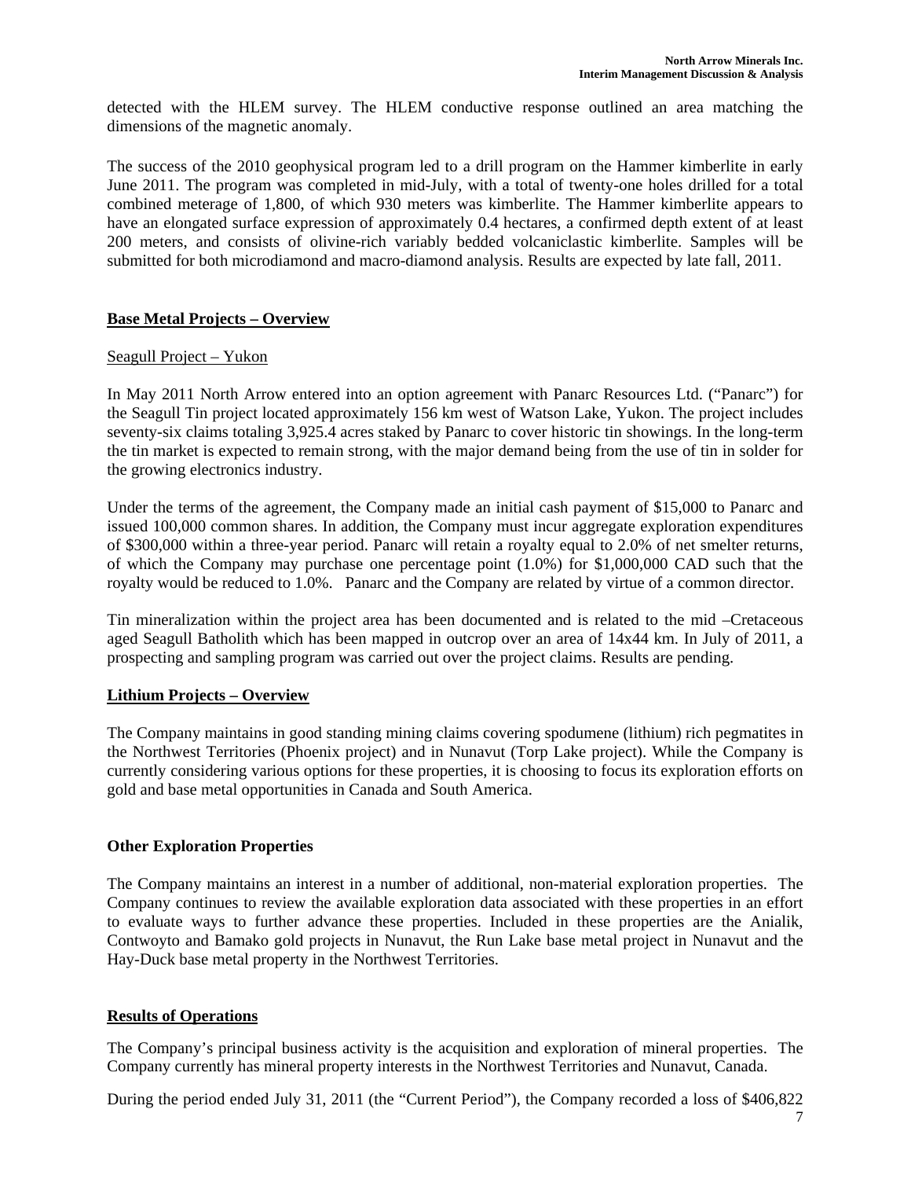detected with the HLEM survey. The HLEM conductive response outlined an area matching the dimensions of the magnetic anomaly.

The success of the 2010 geophysical program led to a drill program on the Hammer kimberlite in early June 2011. The program was completed in mid-July, with a total of twenty-one holes drilled for a total combined meterage of 1,800, of which 930 meters was kimberlite. The Hammer kimberlite appears to have an elongated surface expression of approximately 0.4 hectares, a confirmed depth extent of at least 200 meters, and consists of olivine-rich variably bedded volcaniclastic kimberlite. Samples will be submitted for both microdiamond and macro-diamond analysis. Results are expected by late fall, 2011.

## Base Metal Projects – Overview

### Seagull Project – Yukon

In May 2011 North Arrow entered into an option agreement with Panarc Resources Ltd. ("Panarc") for the Seagull Tin project located approximately 156 km west of Watson Lake, Yukon. The project includes seventy-six claims totaling 3,925.4 acres staked by Panarc to cover historic tin showings. In the long-term the tin market is expected to remain strong, with the major demand being from the use of tin in solder for the growing electronics industry.

Under the terms of the agreement, the Company made an initial cash payment of $15,000 to Panarc and issued 100,000 common shares. In addition, the Company must incur aggregate exploration expenditures of $300,000 within a three-year period. Panarc will retain a royalty equal to 2.0% of net smelter returns, of which the Company may purchase one percentage point (1.0%) for $1,000,000 CAD such that the royalty would be reduced to 1.0%. Panarc and the Company are related by virtue of a common director.

Tin mineralization within the project area has been documented and is related to the mid –Cretaceous aged Seagull Batholith which has been mapped in outcrop over an area of 14x44 km. In July of 2011, a prospecting and sampling program was carried out over the project claims. Results are pending.

## Lithium Projects – Overview

The Company maintains in good standing mining claims covering spodumene (lithium) rich pegmatites in the Northwest Territories (Phoenix project) and in Nunavut (Torp Lake project). While the Company is currently considering various options for these properties, it is choosing to focus its exploration efforts on gold and base metal opportunities in Canada and South America.

## Other Exploration Properties

The Company maintains an interest in a number of additional, non-material exploration properties. The Company continues to review the available exploration data associated with these properties in an effort to evaluate ways to further advance these properties. Included in these properties are the Anialik, Contwoyto and Bamako gold projects in Nunavut, the Run Lake base metal project in Nunavut and the Hay-Duck base metal property in the Northwest Territories.

## Results of Operations

The Company's principal business activity is the acquisition and exploration of mineral properties. The Company currently has mineral property interests in the Northwest Territories and Nunavut, Canada.

During the period ended July 31, 2011 (the "Current Period"), the Company recorded a loss of $406,822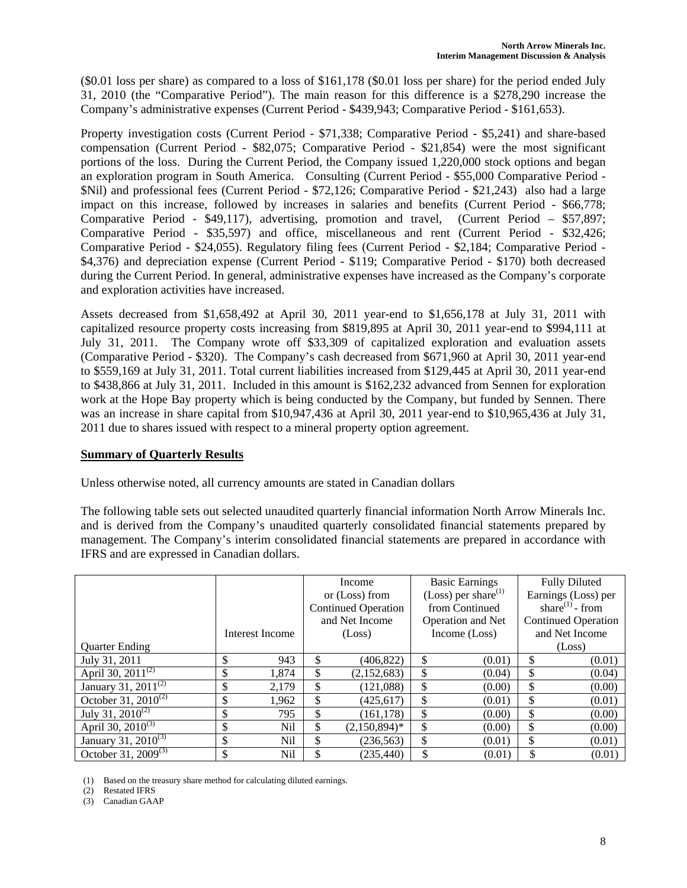($0.01 loss per share) as compared to a loss of $161,178 ($0.01 loss per share) for the period ended July 31, 2010 (the "Comparative Period"). The main reason for this difference is a $278,290 increase the Company's administrative expenses (Current Period - $439,943; Comparative Period - $161,653).

Property investigation costs (Current Period - $71,338; Comparative Period - $5,241) and share-based compensation (Current Period - $82,075; Comparative Period - $21,854) were the most significant portions of the loss. During the Current Period, the Company issued 1,220,000 stock options and began an exploration program in South America. Consulting (Current Period - $55,000 Comparative Period - $Nil) and professional fees (Current Period - $72,126; Comparative Period - $21,243) also had a large impact on this increase, followed by increases in salaries and benefits (Current Period - $66,778; Comparative Period - $49,117), advertising, promotion and travel, (Current Period – $57,897; Comparative Period - $35,597) and office, miscellaneous and rent (Current Period - $32,426; Comparative Period - $24,055). Regulatory filing fees (Current Period - $2,184; Comparative Period - $4,376) and depreciation expense (Current Period - $119; Comparative Period - $170) both decreased during the Current Period. In general, administrative expenses have increased as the Company's corporate and exploration activities have increased.

Assets decreased from $1,658,492 at April 30, 2011 year-end to $1,656,178 at July 31, 2011 with capitalized resource property costs increasing from $819,895 at April 30, 2011 year-end to $994,111 at July 31, 2011. The Company wrote off $33,309 of capitalized exploration and evaluation assets (Comparative Period - $320). The Company's cash decreased from $671,960 at April 30, 2011 year-end to $559,169 at July 31, 2011. Total current liabilities increased from $129,445 at April 30, 2011 year-end to $438,866 at July 31, 2011. Included in this amount is $162,232 advanced from Sennen for exploration work at the Hope Bay property which is being conducted by the Company, but funded by Sennen. There was an increase in share capital from $10,947,436 at April 30, 2011 year-end to $10,965,436 at July 31, 2011 due to shares issued with respect to a mineral property option agreement.

## Summary of Quarterly Results

Unless otherwise noted, all currency amounts are stated in Canadian dollars

The following table sets out selected unaudited quarterly financial information North Arrow Minerals Inc. and is derived from the Company's unaudited quarterly consolidated financial statements prepared by management. The Company's interim consolidated financial statements are prepared in accordance with IFRS and are expressed in Canadian dollars.

| Quarter Ending | Interest Income | Income or (Loss) from Continued Operation and Net Income (Loss) | Basic Earnings (Loss) per share(1) from Continued Operation and Net Income (Loss) | Fully Diluted Earnings (Loss) per share(1) - from Continued Operation and Net Income (Loss) |
|---|---|---|---|---|
| July 31, 2011 | $ 943 | $ (406,822) | $ (0.01) | $ (0.01) |
| April 30, 2011(2) | $ 1,874 | $ (2,152,683) | $ (0.04) | $ (0.04) |
| January 31, 2011(2) | $ 2,179 | $ (121,088) | $ (0.00) | $ (0.00) |
| October 31, 2010(2) | $ 1,962 | $ (425,617) | $ (0.01) | $ (0.01) |
| July 31, 2010(2) | $ 795 | $ (161,178) | $ (0.00) | $ (0.00) |
| April 30, 2010(3) | $ Nil | $ (2,150,894)* | $ (0.00) | $ (0.00) |
| January 31, 2010(3) | $ Nil | $ (236,563) | $ (0.01) | $ (0.01) |
| October 31, 2009(3) | $ Nil | $ (235,440) | $ (0.01) | $ (0.01) |

(1) Based on the treasury share method for calculating diluted earnings.
(2) Restated IFRS
(3) Canadian GAAP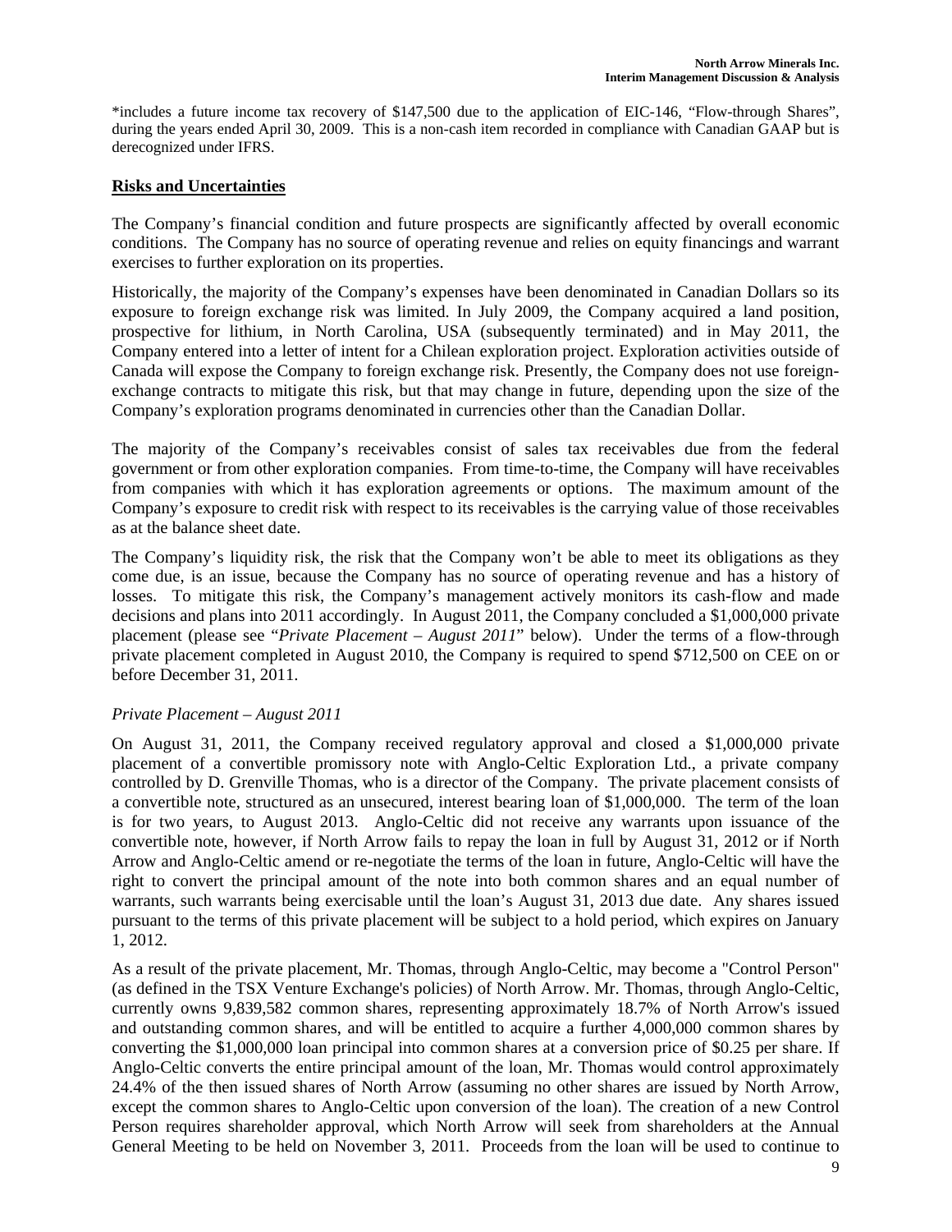*includes a future income tax recovery of $147,500 due to the application of EIC-146, "Flow-through Shares", during the years ended April 30, 2009. This is a non-cash item recorded in compliance with Canadian GAAP but is derecognized under IFRS.

## Risks and Uncertainties

The Company's financial condition and future prospects are significantly affected by overall economic conditions. The Company has no source of operating revenue and relies on equity financings and warrant exercises to further exploration on its properties.

Historically, the majority of the Company's expenses have been denominated in Canadian Dollars so its exposure to foreign exchange risk was limited. In July 2009, the Company acquired a land position, prospective for lithium, in North Carolina, USA (subsequently terminated) and in May 2011, the Company entered into a letter of intent for a Chilean exploration project. Exploration activities outside of Canada will expose the Company to foreign exchange risk. Presently, the Company does not use foreign-exchange contracts to mitigate this risk, but that may change in future, depending upon the size of the Company's exploration programs denominated in currencies other than the Canadian Dollar.

The majority of the Company's receivables consist of sales tax receivables due from the federal government or from other exploration companies. From time-to-time, the Company will have receivables from companies with which it has exploration agreements or options. The maximum amount of the Company's exposure to credit risk with respect to its receivables is the carrying value of those receivables as at the balance sheet date.

The Company's liquidity risk, the risk that the Company won't be able to meet its obligations as they come due, is an issue, because the Company has no source of operating revenue and has a history of losses. To mitigate this risk, the Company's management actively monitors its cash-flow and made decisions and plans into 2011 accordingly. In August 2011, the Company concluded a $1,000,000 private placement (please see "*Private Placement – August 2011*" below). Under the terms of a flow-through private placement completed in August 2010, the Company is required to spend $712,500 on CEE on or before December 31, 2011.

### *Private Placement – August 2011*

On August 31, 2011, the Company received regulatory approval and closed a $1,000,000 private placement of a convertible promissory note with Anglo-Celtic Exploration Ltd., a private company controlled by D. Grenville Thomas, who is a director of the Company. The private placement consists of a convertible note, structured as an unsecured, interest bearing loan of $1,000,000. The term of the loan is for two years, to August 2013. Anglo-Celtic did not receive any warrants upon issuance of the convertible note, however, if North Arrow fails to repay the loan in full by August 31, 2012 or if North Arrow and Anglo-Celtic amend or re-negotiate the terms of the loan in future, Anglo-Celtic will have the right to convert the principal amount of the note into both common shares and an equal number of warrants, such warrants being exercisable until the loan's August 31, 2013 due date. Any shares issued pursuant to the terms of this private placement will be subject to a hold period, which expires on January 1, 2012.

As a result of the private placement, Mr. Thomas, through Anglo-Celtic, may become a "Control Person" (as defined in the TSX Venture Exchange's policies) of North Arrow. Mr. Thomas, through Anglo-Celtic, currently owns 9,839,582 common shares, representing approximately 18.7% of North Arrow's issued and outstanding common shares, and will be entitled to acquire a further 4,000,000 common shares by converting the $1,000,000 loan principal into common shares at a conversion price of $0.25 per share. If Anglo-Celtic converts the entire principal amount of the loan, Mr. Thomas would control approximately 24.4% of the then issued shares of North Arrow (assuming no other shares are issued by North Arrow, except the common shares to Anglo-Celtic upon conversion of the loan). The creation of a new Control Person requires shareholder approval, which North Arrow will seek from shareholders at the Annual General Meeting to be held on November 3, 2011. Proceeds from the loan will be used to continue to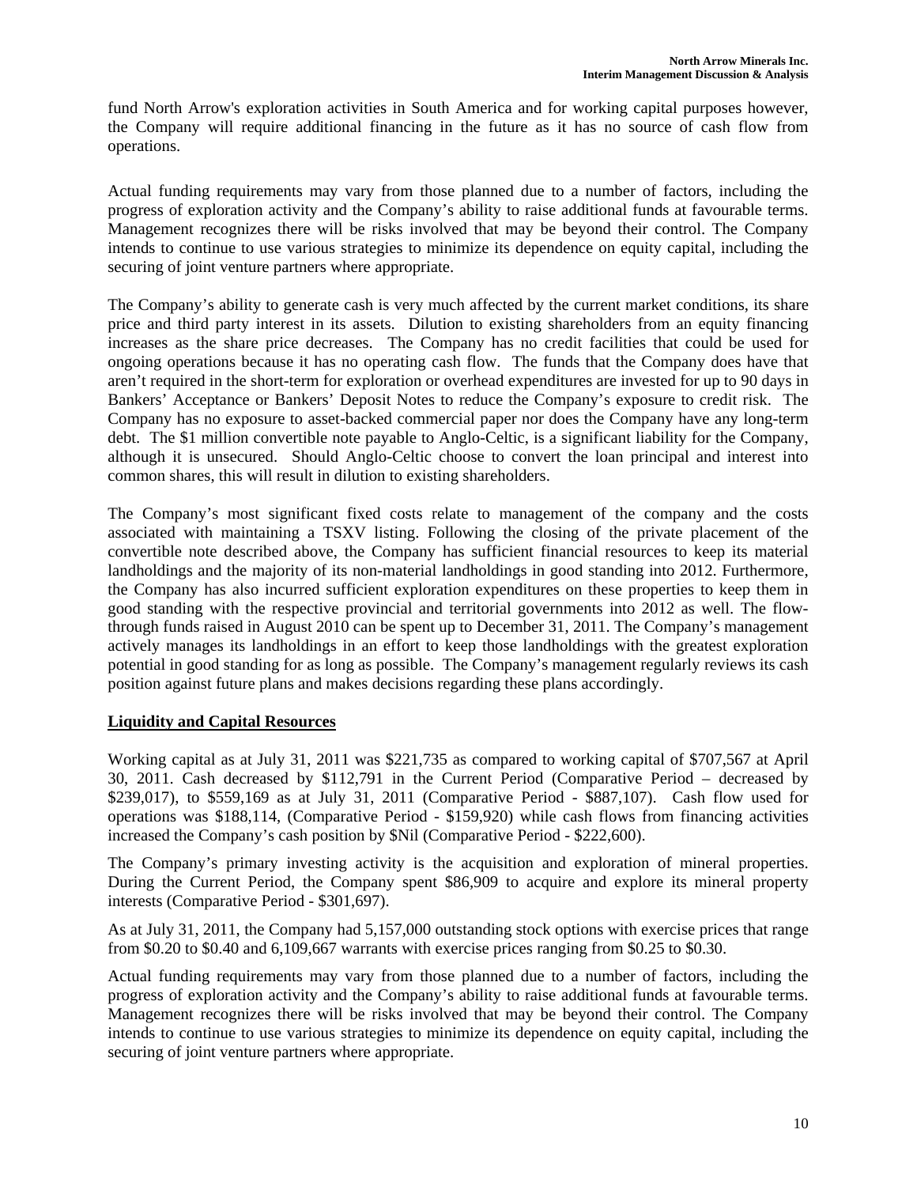fund North Arrow's exploration activities in South America and for working capital purposes however, the Company will require additional financing in the future as it has no source of cash flow from operations.

Actual funding requirements may vary from those planned due to a number of factors, including the progress of exploration activity and the Company's ability to raise additional funds at favourable terms. Management recognizes there will be risks involved that may be beyond their control. The Company intends to continue to use various strategies to minimize its dependence on equity capital, including the securing of joint venture partners where appropriate.

The Company's ability to generate cash is very much affected by the current market conditions, its share price and third party interest in its assets. Dilution to existing shareholders from an equity financing increases as the share price decreases. The Company has no credit facilities that could be used for ongoing operations because it has no operating cash flow. The funds that the Company does have that aren't required in the short-term for exploration or overhead expenditures are invested for up to 90 days in Bankers' Acceptance or Bankers' Deposit Notes to reduce the Company's exposure to credit risk. The Company has no exposure to asset-backed commercial paper nor does the Company have any long-term debt. The $1 million convertible note payable to Anglo-Celtic, is a significant liability for the Company, although it is unsecured. Should Anglo-Celtic choose to convert the loan principal and interest into common shares, this will result in dilution to existing shareholders.

The Company's most significant fixed costs relate to management of the company and the costs associated with maintaining a TSXV listing. Following the closing of the private placement of the convertible note described above, the Company has sufficient financial resources to keep its material landholdings and the majority of its non-material landholdings in good standing into 2012. Furthermore, the Company has also incurred sufficient exploration expenditures on these properties to keep them in good standing with the respective provincial and territorial governments into 2012 as well. The flow-through funds raised in August 2010 can be spent up to December 31, 2011. The Company's management actively manages its landholdings in an effort to keep those landholdings with the greatest exploration potential in good standing for as long as possible. The Company's management regularly reviews its cash position against future plans and makes decisions regarding these plans accordingly.

## Liquidity and Capital Resources

Working capital as at July 31, 2011 was $221,735 as compared to working capital of $707,567 at April 30, 2011. Cash decreased by $112,791 in the Current Period (Comparative Period – decreased by $239,017), to $559,169 as at July 31, 2011 (Comparative Period - $887,107). Cash flow used for operations was $188,114, (Comparative Period - $159,920) while cash flows from financing activities increased the Company's cash position by $Nil (Comparative Period - $222,600).

The Company's primary investing activity is the acquisition and exploration of mineral properties. During the Current Period, the Company spent $86,909 to acquire and explore its mineral property interests (Comparative Period - $301,697).

As at July 31, 2011, the Company had 5,157,000 outstanding stock options with exercise prices that range from $0.20 to $0.40 and 6,109,667 warrants with exercise prices ranging from $0.25 to $0.30.

Actual funding requirements may vary from those planned due to a number of factors, including the progress of exploration activity and the Company's ability to raise additional funds at favourable terms. Management recognizes there will be risks involved that may be beyond their control. The Company intends to continue to use various strategies to minimize its dependence on equity capital, including the securing of joint venture partners where appropriate.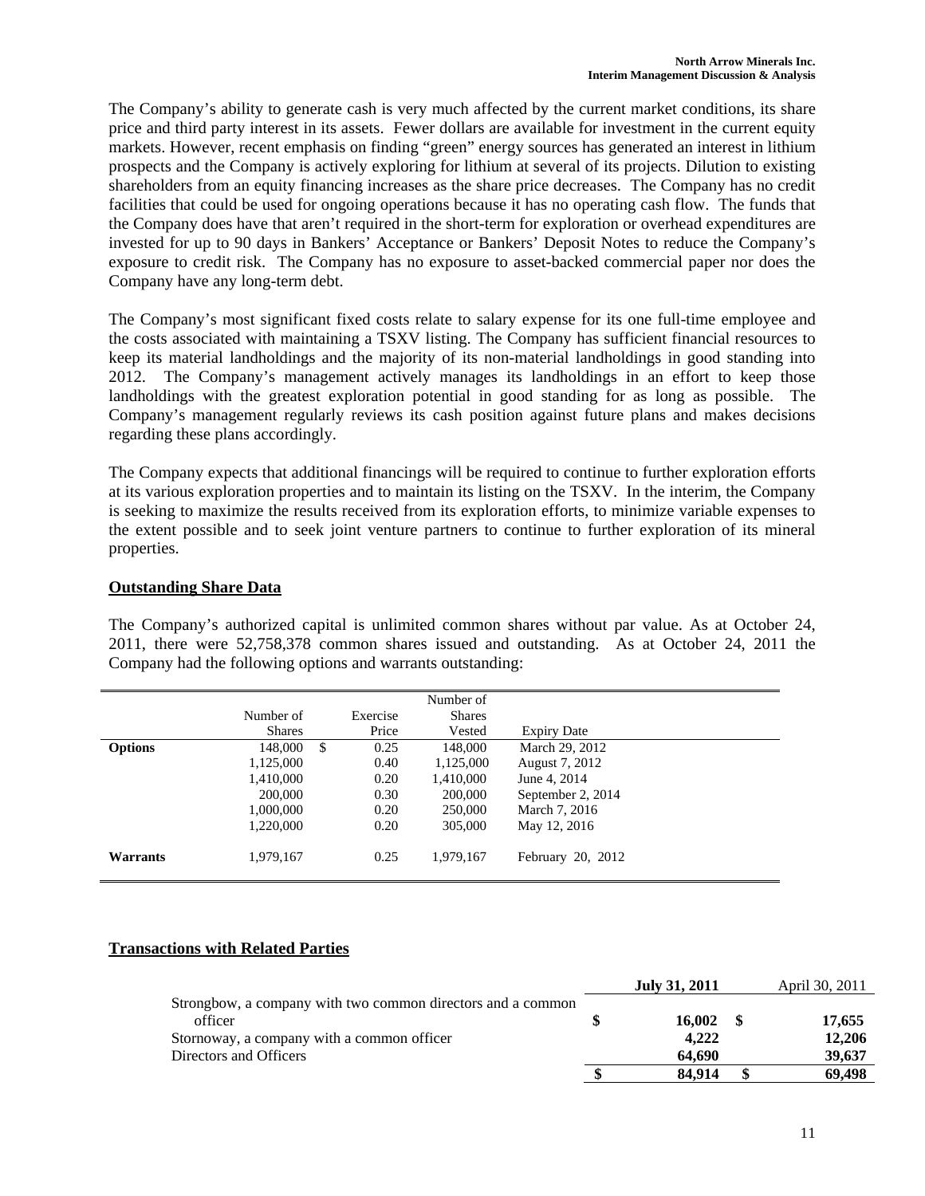The Company's ability to generate cash is very much affected by the current market conditions, its share price and third party interest in its assets. Fewer dollars are available for investment in the current equity markets. However, recent emphasis on finding "green" energy sources has generated an interest in lithium prospects and the Company is actively exploring for lithium at several of its projects. Dilution to existing shareholders from an equity financing increases as the share price decreases. The Company has no credit facilities that could be used for ongoing operations because it has no operating cash flow. The funds that the Company does have that aren't required in the short-term for exploration or overhead expenditures are invested for up to 90 days in Bankers' Acceptance or Bankers' Deposit Notes to reduce the Company's exposure to credit risk. The Company has no exposure to asset-backed commercial paper nor does the Company have any long-term debt.

The Company's most significant fixed costs relate to salary expense for its one full-time employee and the costs associated with maintaining a TSXV listing. The Company has sufficient financial resources to keep its material landholdings and the majority of its non-material landholdings in good standing into 2012. The Company's management actively manages its landholdings in an effort to keep those landholdings with the greatest exploration potential in good standing for as long as possible. The Company's management regularly reviews its cash position against future plans and makes decisions regarding these plans accordingly.

The Company expects that additional financings will be required to continue to further exploration efforts at its various exploration properties and to maintain its listing on the TSXV. In the interim, the Company is seeking to maximize the results received from its exploration efforts, to minimize variable expenses to the extent possible and to seek joint venture partners to continue to further exploration of its mineral properties.

## Outstanding Share Data

The Company's authorized capital is unlimited common shares without par value. As at October 24, 2011, there were 52,758,378 common shares issued and outstanding. As at October 24, 2011 the Company had the following options and warrants outstanding:

| | Number of Shares | Exercise Price | Number of Shares Vested | Expiry Date |
|---|---|---|---|---|
| **Options** | 148,000 | $ 0.25 | 148,000 | March 29, 2012 |
| | 1,125,000 | 0.40 | 1,125,000 | August 7, 2012 |
| | 1,410,000 | 0.20 | 1,410,000 | June 4, 2014 |
| | 200,000 | 0.30 | 200,000 | September 2, 2014 |
| | 1,000,000 | 0.20 | 250,000 | March 7, 2016 |
| | 1,220,000 | 0.20 | 305,000 | May 12, 2016 |
| **Warrants** | 1,979,167 | 0.25 | 1,979,167 | February 20, 2012 |

## Transactions with Related Parties

| | July 31, 2011 | April 30, 2011 |
|---|---|---|
| Strongbow, a company with two common directors and a common officer | $ 16,002 | $ 17,655 |
| Stornoway, a company with a common officer | 4,222 | 12,206 |
| Directors and Officers | 64,690 | 39,637 |
| | $ 84,914 | $ 69,498 |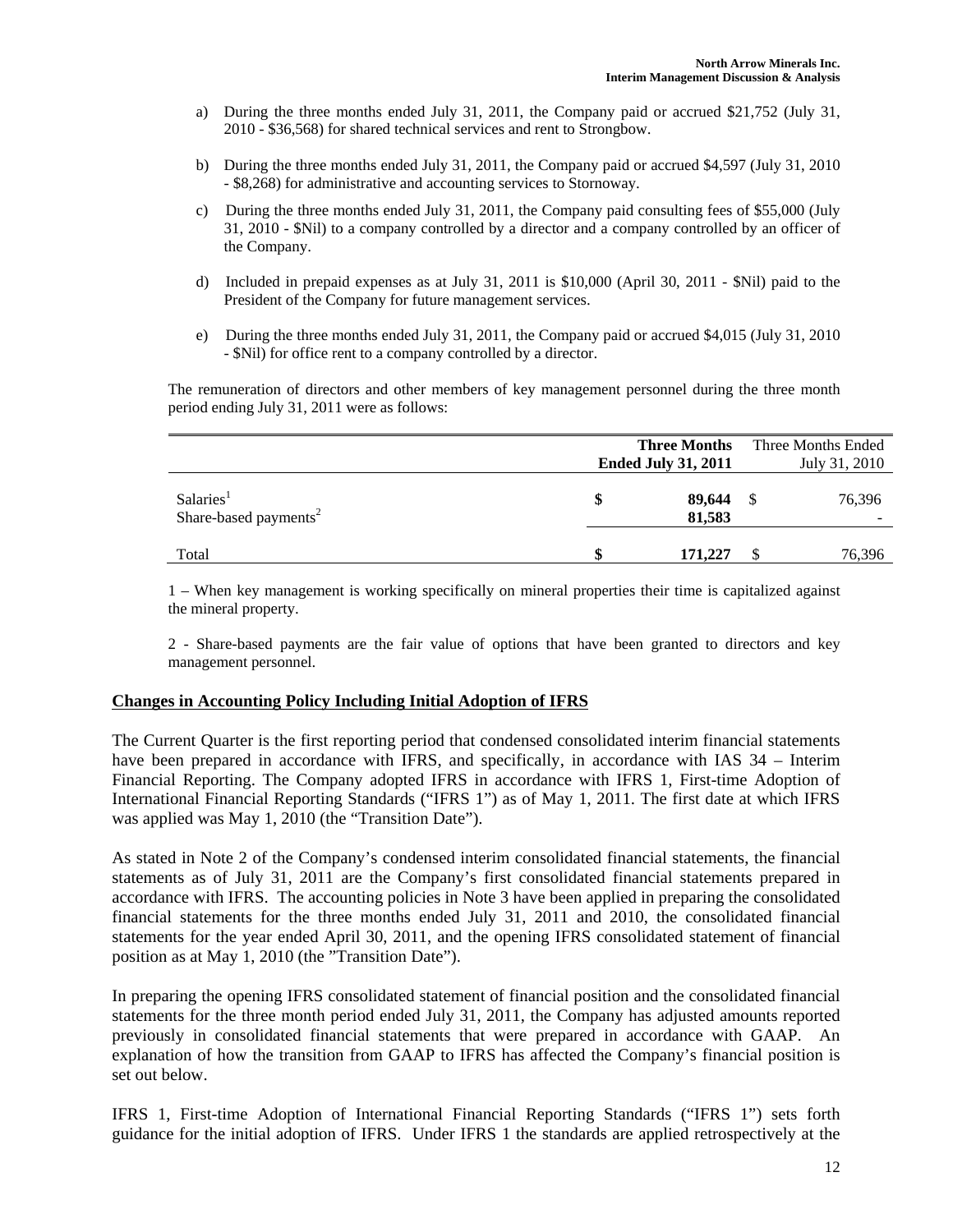a) During the three months ended July 31, 2011, the Company paid or accrued $21,752 (July 31, 2010 - $36,568) for shared technical services and rent to Strongbow.

b) During the three months ended July 31, 2011, the Company paid or accrued $4,597 (July 31, 2010 - $8,268) for administrative and accounting services to Stornoway.

c) During the three months ended July 31, 2011, the Company paid consulting fees of $55,000 (July 31, 2010 - $Nil) to a company controlled by a director and a company controlled by an officer of the Company.

d) Included in prepaid expenses as at July 31, 2011 is $10,000 (April 30, 2011 - $Nil) paid to the President of the Company for future management services.

e) During the three months ended July 31, 2011, the Company paid or accrued $4,015 (July 31, 2010 - $Nil) for office rent to a company controlled by a director.

The remuneration of directors and other members of key management personnel during the three month period ending July 31, 2011 were as follows:

| | **Three Months Ended July 31, 2011** | Three Months Ended July 31, 2010 |
|---|---|---|
| Salaries[1] | $ **89,644** | $ 76,396 |
| Share-based payments[2] | **81,583** | - |
| Total | $ **171,227** | $ 76,396 |

1 – When key management is working specifically on mineral properties their time is capitalized against the mineral property.

2 - Share-based payments are the fair value of options that have been granted to directors and key management personnel.

## Changes in Accounting Policy Including Initial Adoption of IFRS

The Current Quarter is the first reporting period that condensed consolidated interim financial statements have been prepared in accordance with IFRS, and specifically, in accordance with IAS 34 – Interim Financial Reporting. The Company adopted IFRS in accordance with IFRS 1, First-time Adoption of International Financial Reporting Standards ("IFRS 1") as of May 1, 2011. The first date at which IFRS was applied was May 1, 2010 (the "Transition Date").

As stated in Note 2 of the Company's condensed interim consolidated financial statements, the financial statements as of July 31, 2011 are the Company's first consolidated financial statements prepared in accordance with IFRS. The accounting policies in Note 3 have been applied in preparing the consolidated financial statements for the three months ended July 31, 2011 and 2010, the consolidated financial statements for the year ended April 30, 2011, and the opening IFRS consolidated statement of financial position as at May 1, 2010 (the "Transition Date").

In preparing the opening IFRS consolidated statement of financial position and the consolidated financial statements for the three month period ended July 31, 2011, the Company has adjusted amounts reported previously in consolidated financial statements that were prepared in accordance with GAAP. An explanation of how the transition from GAAP to IFRS has affected the Company's financial position is set out below.

IFRS 1, First-time Adoption of International Financial Reporting Standards ("IFRS 1") sets forth guidance for the initial adoption of IFRS. Under IFRS 1 the standards are applied retrospectively at the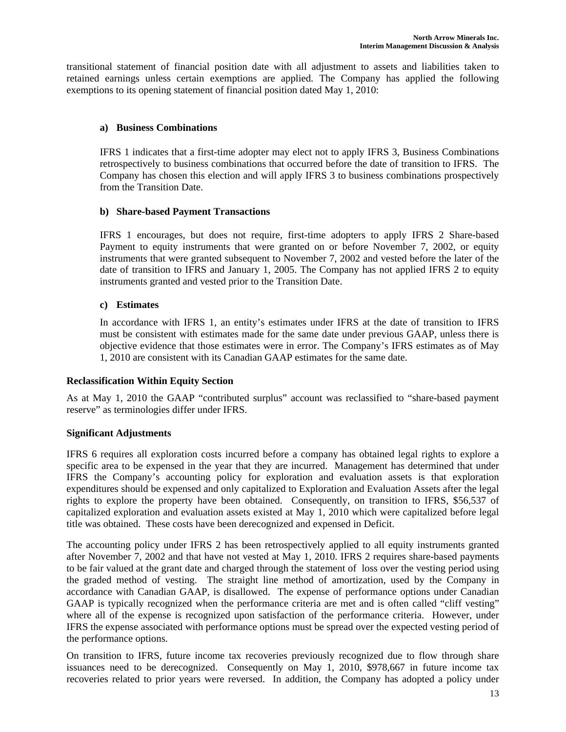transitional statement of financial position date with all adjustment to assets and liabilities taken to retained earnings unless certain exemptions are applied. The Company has applied the following exemptions to its opening statement of financial position dated May 1, 2010:

**a) Business Combinations**

IFRS 1 indicates that a first-time adopter may elect not to apply IFRS 3, Business Combinations retrospectively to business combinations that occurred before the date of transition to IFRS. The Company has chosen this election and will apply IFRS 3 to business combinations prospectively from the Transition Date.

**b) Share-based Payment Transactions**

IFRS 1 encourages, but does not require, first-time adopters to apply IFRS 2 Share-based Payment to equity instruments that were granted on or before November 7, 2002, or equity instruments that were granted subsequent to November 7, 2002 and vested before the later of the date of transition to IFRS and January 1, 2005. The Company has not applied IFRS 2 to equity instruments granted and vested prior to the Transition Date.

**c) Estimates**

In accordance with IFRS 1, an entity's estimates under IFRS at the date of transition to IFRS must be consistent with estimates made for the same date under previous GAAP, unless there is objective evidence that those estimates were in error. The Company's IFRS estimates as of May 1, 2010 are consistent with its Canadian GAAP estimates for the same date.

**Reclassification Within Equity Section**

As at May 1, 2010 the GAAP "contributed surplus" account was reclassified to "share-based payment reserve" as terminologies differ under IFRS.

**Significant Adjustments**

IFRS 6 requires all exploration costs incurred before a company has obtained legal rights to explore a specific area to be expensed in the year that they are incurred. Management has determined that under IFRS the Company's accounting policy for exploration and evaluation assets is that exploration expenditures should be expensed and only capitalized to Exploration and Evaluation Assets after the legal rights to explore the property have been obtained. Consequently, on transition to IFRS, $56,537 of capitalized exploration and evaluation assets existed at May 1, 2010 which were capitalized before legal title was obtained. These costs have been derecognized and expensed in Deficit.

The accounting policy under IFRS 2 has been retrospectively applied to all equity instruments granted after November 7, 2002 and that have not vested at May 1, 2010. IFRS 2 requires share-based payments to be fair valued at the grant date and charged through the statement of loss over the vesting period using the graded method of vesting. The straight line method of amortization, used by the Company in accordance with Canadian GAAP, is disallowed. The expense of performance options under Canadian GAAP is typically recognized when the performance criteria are met and is often called "cliff vesting" where all of the expense is recognized upon satisfaction of the performance criteria. However, under IFRS the expense associated with performance options must be spread over the expected vesting period of the performance options.

On transition to IFRS, future income tax recoveries previously recognized due to flow through share issuances need to be derecognized. Consequently on May 1, 2010, $978,667 in future income tax recoveries related to prior years were reversed. In addition, the Company has adopted a policy under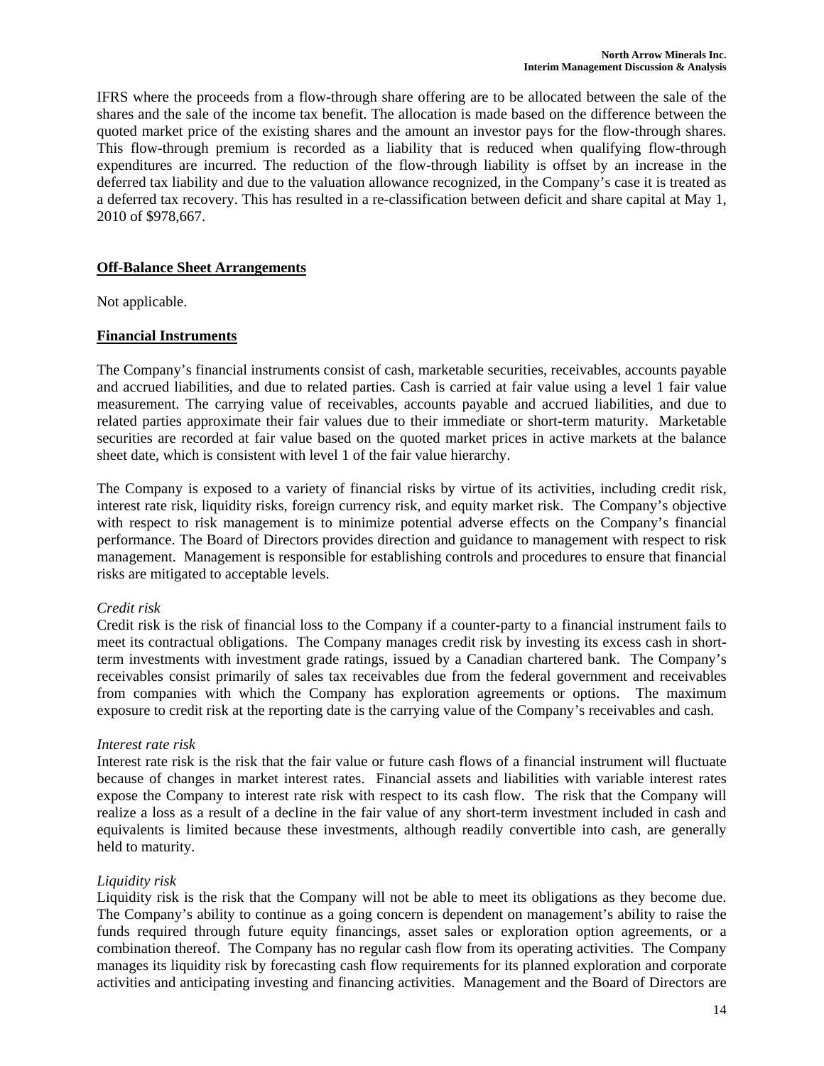IFRS where the proceeds from a flow-through share offering are to be allocated between the sale of the shares and the sale of the income tax benefit. The allocation is made based on the difference between the quoted market price of the existing shares and the amount an investor pays for the flow-through shares. This flow-through premium is recorded as a liability that is reduced when qualifying flow-through expenditures are incurred. The reduction of the flow-through liability is offset by an increase in the deferred tax liability and due to the valuation allowance recognized, in the Company's case it is treated as a deferred tax recovery. This has resulted in a re-classification between deficit and share capital at May 1, 2010 of $978,667.

## Off-Balance Sheet Arrangements

Not applicable.

## Financial Instruments

The Company's financial instruments consist of cash, marketable securities, receivables, accounts payable and accrued liabilities, and due to related parties. Cash is carried at fair value using a level 1 fair value measurement. The carrying value of receivables, accounts payable and accrued liabilities, and due to related parties approximate their fair values due to their immediate or short-term maturity. Marketable securities are recorded at fair value based on the quoted market prices in active markets at the balance sheet date, which is consistent with level 1 of the fair value hierarchy.

The Company is exposed to a variety of financial risks by virtue of its activities, including credit risk, interest rate risk, liquidity risks, foreign currency risk, and equity market risk. The Company's objective with respect to risk management is to minimize potential adverse effects on the Company's financial performance. The Board of Directors provides direction and guidance to management with respect to risk management. Management is responsible for establishing controls and procedures to ensure that financial risks are mitigated to acceptable levels.

*Credit risk*

Credit risk is the risk of financial loss to the Company if a counter-party to a financial instrument fails to meet its contractual obligations. The Company manages credit risk by investing its excess cash in short-term investments with investment grade ratings, issued by a Canadian chartered bank. The Company's receivables consist primarily of sales tax receivables due from the federal government and receivables from companies with which the Company has exploration agreements or options. The maximum exposure to credit risk at the reporting date is the carrying value of the Company's receivables and cash.

*Interest rate risk*

Interest rate risk is the risk that the fair value or future cash flows of a financial instrument will fluctuate because of changes in market interest rates. Financial assets and liabilities with variable interest rates expose the Company to interest rate risk with respect to its cash flow. The risk that the Company will realize a loss as a result of a decline in the fair value of any short-term investment included in cash and equivalents is limited because these investments, although readily convertible into cash, are generally held to maturity.

*Liquidity risk*

Liquidity risk is the risk that the Company will not be able to meet its obligations as they become due. The Company's ability to continue as a going concern is dependent on management's ability to raise the funds required through future equity financings, asset sales or exploration option agreements, or a combination thereof. The Company has no regular cash flow from its operating activities. The Company manages its liquidity risk by forecasting cash flow requirements for its planned exploration and corporate activities and anticipating investing and financing activities. Management and the Board of Directors are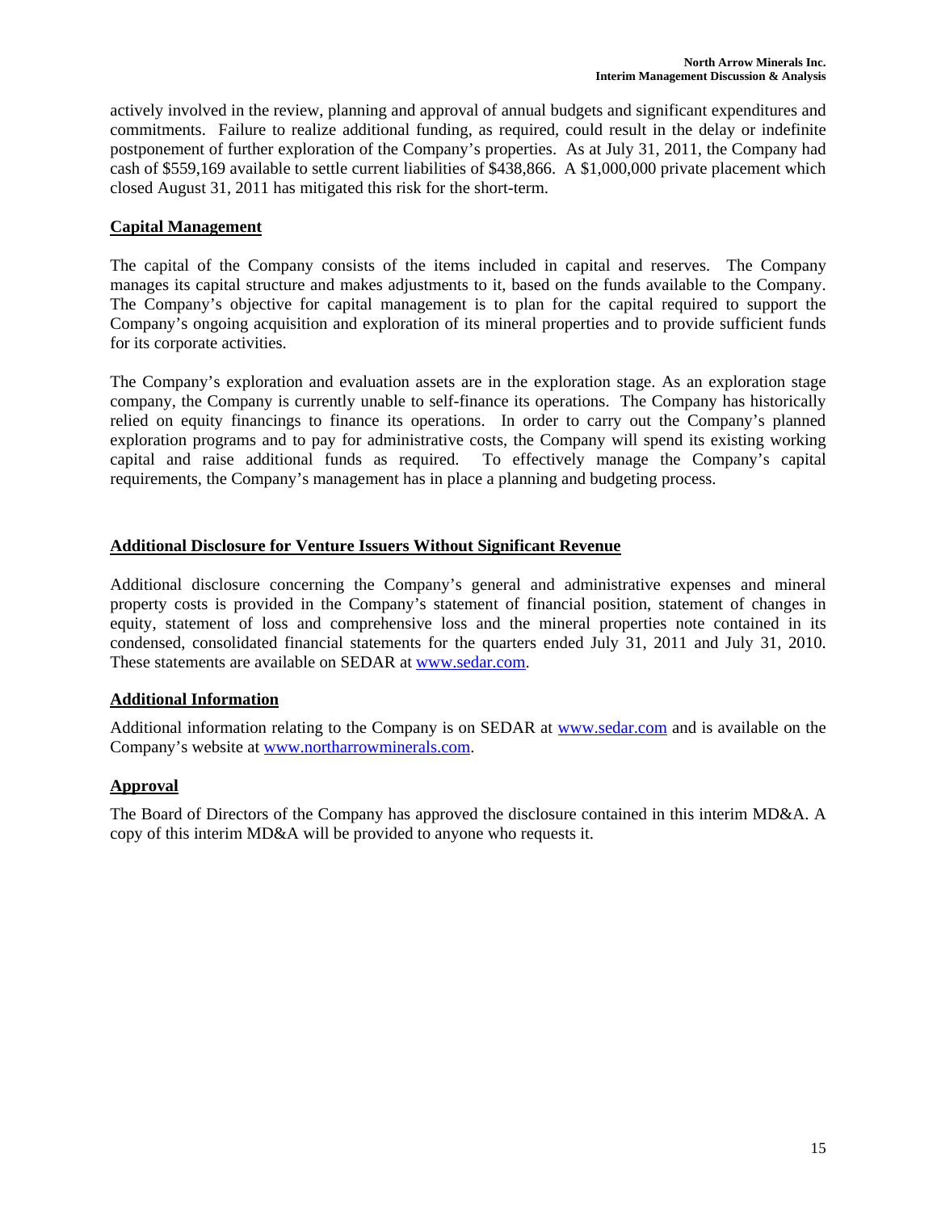actively involved in the review, planning and approval of annual budgets and significant expenditures and commitments. Failure to realize additional funding, as required, could result in the delay or indefinite postponement of further exploration of the Company's properties. As at July 31, 2011, the Company had cash of $559,169 available to settle current liabilities of $438,866. A $1,000,000 private placement which closed August 31, 2011 has mitigated this risk for the short-term.

## Capital Management

The capital of the Company consists of the items included in capital and reserves. The Company manages its capital structure and makes adjustments to it, based on the funds available to the Company. The Company's objective for capital management is to plan for the capital required to support the Company's ongoing acquisition and exploration of its mineral properties and to provide sufficient funds for its corporate activities.

The Company's exploration and evaluation assets are in the exploration stage. As an exploration stage company, the Company is currently unable to self-finance its operations. The Company has historically relied on equity financings to finance its operations. In order to carry out the Company's planned exploration programs and to pay for administrative costs, the Company will spend its existing working capital and raise additional funds as required. To effectively manage the Company's capital requirements, the Company's management has in place a planning and budgeting process.

## Additional Disclosure for Venture Issuers Without Significant Revenue

Additional disclosure concerning the Company's general and administrative expenses and mineral property costs is provided in the Company's statement of financial position, statement of changes in equity, statement of loss and comprehensive loss and the mineral properties note contained in its condensed, consolidated financial statements for the quarters ended July 31, 2011 and July 31, 2010. These statements are available on SEDAR at www.sedar.com.

## Additional Information

Additional information relating to the Company is on SEDAR at www.sedar.com and is available on the Company's website at www.northarrowminerals.com.

## Approval

The Board of Directors of the Company has approved the disclosure contained in this interim MD&A. A copy of this interim MD&A will be provided to anyone who requests it.